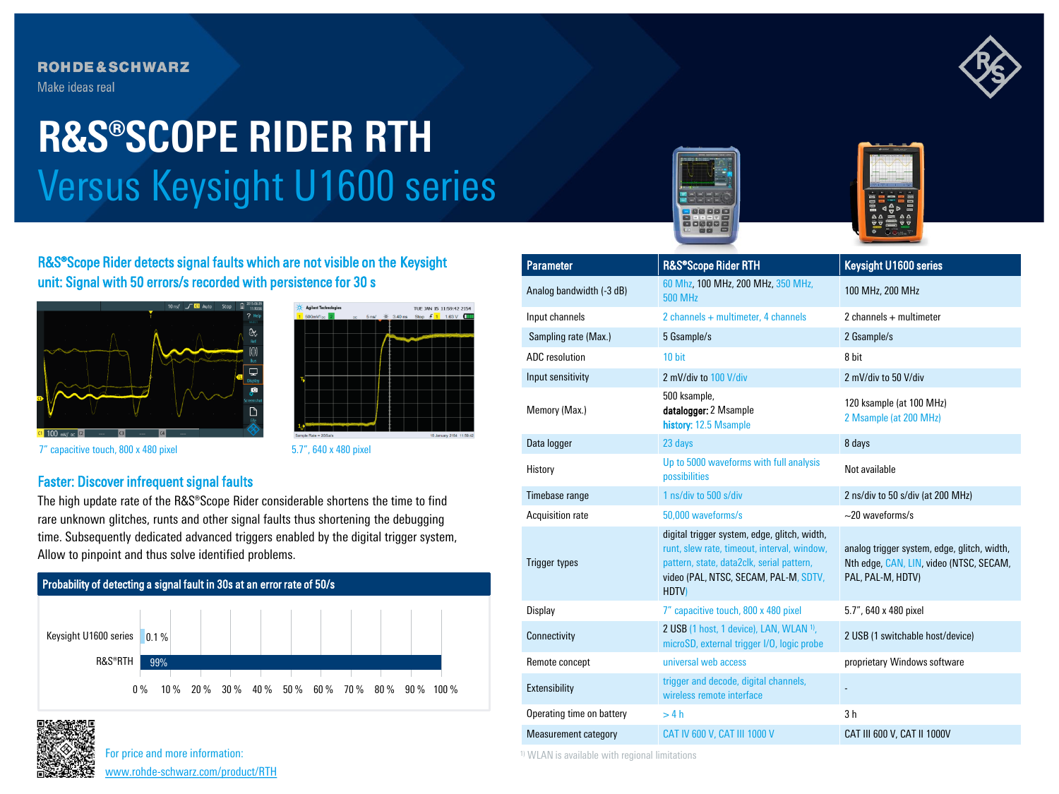ROHDE&SCHWARZ

Make ideas real

# R&S®SCOPE RIDER RTH

## Versus Keysight U1600 series

### R&S®Scope Rider detects signal faults which are not visible on the Keysight unit: Signal with 50 errors/s recorded with persistence for 30 s

7" capacitive touch, 800 x 480 pixel

5.7", 640 x 480 pixel

### Faster: Discover infrequent signal faults

The high update rate of the R&S®Scope Rider considerable shortens the time to find rare unknown glitches, runts and other signal faults thus shortening the debugging time. Subsequently dedicated advanced triggers enabled by the digital trigger system, Allow to pinpoint and thus solve identified problems.

**Probability of detecting a signal fault in 30s at an error rate of 50/s**

| | |
|---|---|
| Keysight U1600 series | 0.1 % |
| R&S®RTH | 99% |

For price and more information:
www.rohde-schwarz.com/product/RTH

| Parameter | R&S®Scope Rider RTH | Keysight U1600 series |
|---|---|---|
| Analog bandwidth (-3 dB) | 60 MHz, 100 MHz, 200 MHz, 350 MHz, 500 MHz | 100 MHz, 200 MHz |
| Input channels | 2 channels + multimeter, 4 channels | 2 channels + multimeter |
| Sampling rate (Max.) | 5 Gsample/s | 2 Gsample/s |
| ADC resolution | 10 bit | 8 bit |
| Input sensitivity | 2 mV/div to 100 V/div | 2 mV/div to 50 V/div |
| Memory (Max.) | 500 ksample, **datalogger:** 2 Msample **history:** 12.5 Msample | 120 ksample (at 100 MHz) 2 Msample (at 200 MHz) |
| Data logger | 23 days | 8 days |
| History | Up to 5000 waveforms with full analysis possibilities | Not available |
| Timebase range | 1 ns/div to 500 s/div | 2 ns/div to 50 s/div (at 200 MHz) |
| Acquisition rate | 50,000 waveforms/s | ~20 waveforms/s |
| Trigger types | digital trigger system, edge, glitch, width, runt, slew rate, timeout, interval, window, pattern, state, data2clk, serial pattern, video (PAL, NTSC, SECAM, PAL-M, SDTV, HDTV) | analog trigger system, edge, glitch, width, Nth edge, CAN, LIN, video (NTSC, SECAM, PAL, PAL-M, HDTV) |
| Display | 7" capacitive touch, 800 x 480 pixel | 5.7", 640 x 480 pixel |
| Connectivity | 2 USB (1 host, 1 device), LAN, WLAN [1], microSD, external trigger I/O, logic probe | 2 USB (1 switchable host/device) |
| Remote concept | universal web access | proprietary Windows software |
| Extensibility | trigger and decode, digital channels, wireless remote interface | - |
| Operating time on battery | > 4 h | 3 h |
| Measurement category | CAT IV 600 V, CAT III 1000 V | CAT III 600 V, CAT II 1000V |

[1] WLAN is available with regional limitations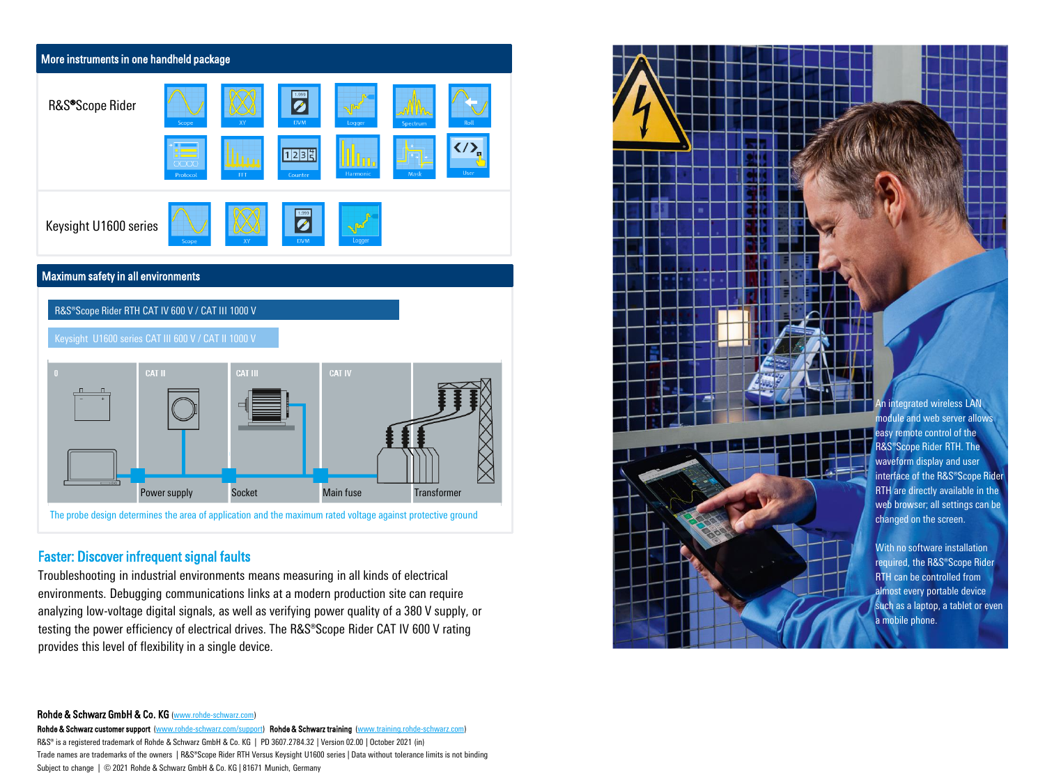## More instruments in one handheld package

R&S®Scope Rider

Scope
XY
DVM
Logger
Spectrum
Roll
Protocol
FFT
Counter
Harmonic
Mask
User

Keysight U1600 series

Scope
XY
DVM
Logger

## Maximum safety in all environments

R&S®Scope Rider RTH CAT IV 600 V / CAT III 1000 V

Keysight U1600 series CAT III 600 V / CAT II 1000 V

0
CAT II
CAT III
CAT IV

Power supply
Socket
Main fuse
Transformer

The probe design determines the area of application and the maximum rated voltage against protective ground

## Faster: Discover infrequent signal faults

Troubleshooting in industrial environments means measuring in all kinds of electrical environments. Debugging communications links at a modern production site can require analyzing low-voltage digital signals, as well as verifying power quality of a 380 V supply, or testing the power efficiency of electrical drives. The R&S®Scope Rider CAT IV 600 V rating provides this level of flexibility in a single device.

An integrated wireless LAN module and web server allows easy remote control of the R&S®Scope Rider RTH. The waveform display and user interface of the R&S®Scope Rider RTH are directly available in the web browser; all settings can be changed on the screen.

With no software installation required, the R&S®Scope Rider RTH can be controlled from almost every portable device such as a laptop, a tablet or even a mobile phone.

**Rohde & Schwarz GmbH & Co. KG** (www.rohde-schwarz.com)
**Rohde & Schwarz customer support** (www.rohde-schwarz.com/support) **Rohde & Schwarz training** (www.training.rohde-schwarz.com)
R&S® is a registered trademark of Rohde & Schwarz GmbH & Co. KG | PD 3607.2784.32 | Version 02.00 | October 2021 (in)
Trade names are trademarks of the owners | R&S®Scope Rider RTH Versus Keysight U1600 series | Data without tolerance limits is not binding
Subject to change | © 2021 Rohde & Schwarz GmbH & Co. KG | 81671 Munich, Germany